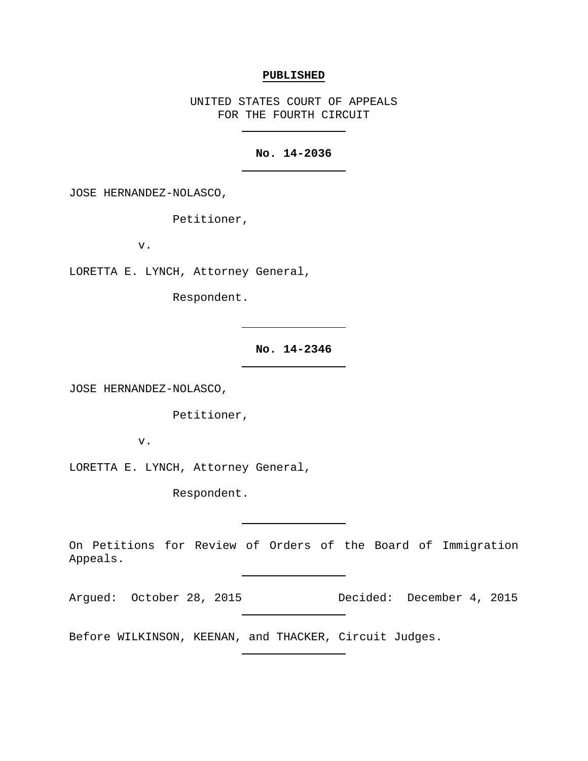**PUBLISHED**

UNITED STATES COURT OF APPEALS
FOR THE FOURTH CIRCUIT

---

**No. 14-2036**

---

JOSE HERNANDEZ-NOLASCO,

Petitioner,

v.

LORETTA E. LYNCH, Attorney General,

Respondent.

---

**No. 14-2346**

---

JOSE HERNANDEZ-NOLASCO,

Petitioner,

v.

LORETTA E. LYNCH, Attorney General,

Respondent.

---

On Petitions for Review of Orders of the Board of Immigration Appeals.

---

Argued: October 28, 2015 Decided: December 4, 2015

---

Before WILKINSON, KEENAN, and THACKER, Circuit Judges.

---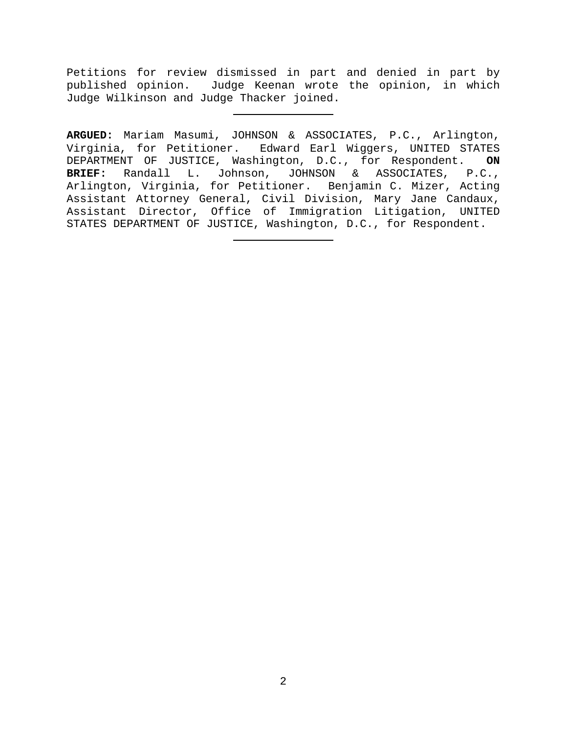Petitions for review dismissed in part and denied in part by published opinion. Judge Keenan wrote the opinion, in which Judge Wilkinson and Judge Thacker joined.

---

**ARGUED:** Mariam Masumi, JOHNSON & ASSOCIATES, P.C., Arlington, Virginia, for Petitioner. Edward Earl Wiggers, UNITED STATES DEPARTMENT OF JUSTICE, Washington, D.C., for Respondent. **ON BRIEF:** Randall L. Johnson, JOHNSON & ASSOCIATES, P.C., Arlington, Virginia, for Petitioner. Benjamin C. Mizer, Acting Assistant Attorney General, Civil Division, Mary Jane Candaux, Assistant Director, Office of Immigration Litigation, UNITED STATES DEPARTMENT OF JUSTICE, Washington, D.C., for Respondent.

---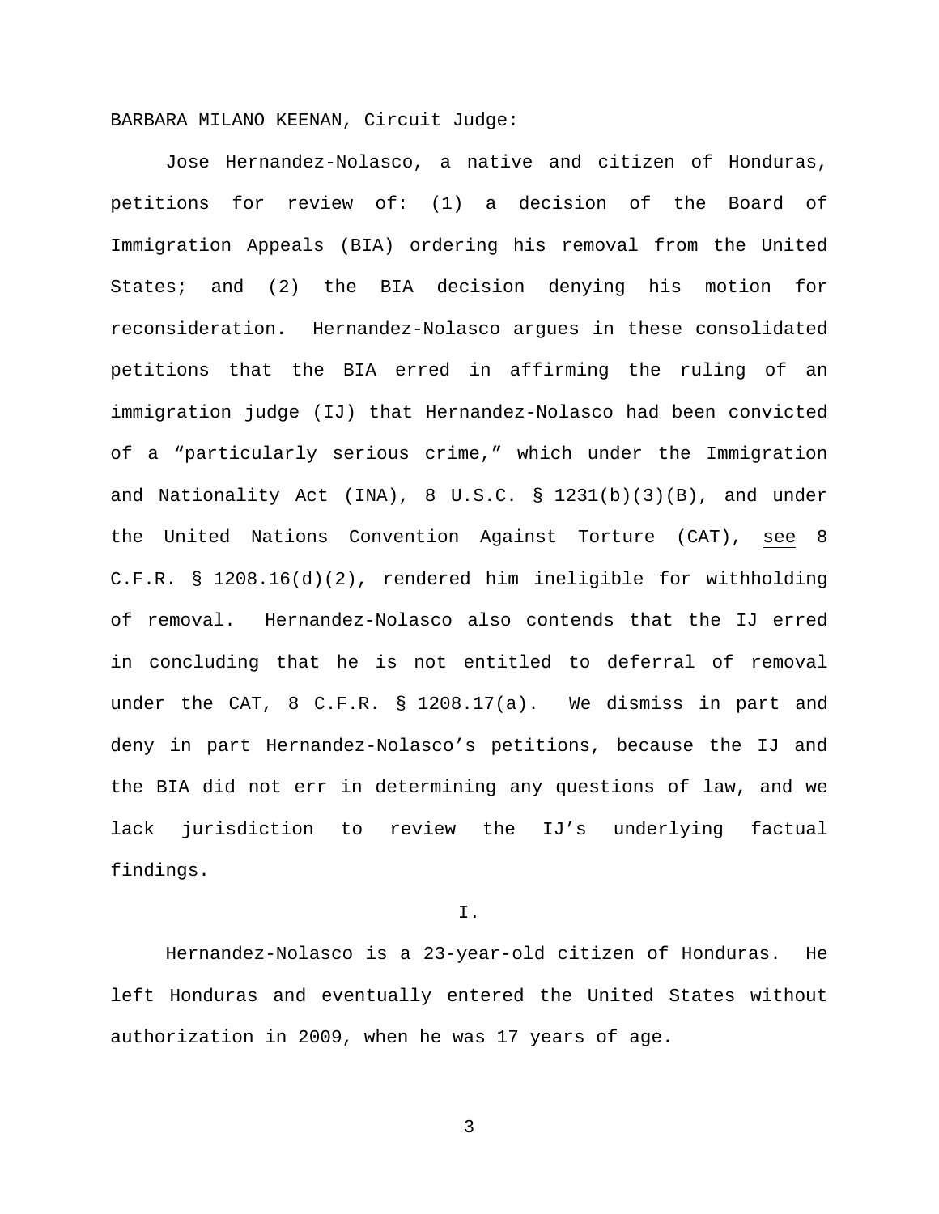BARBARA MILANO KEENAN, Circuit Judge:

Jose Hernandez-Nolasco, a native and citizen of Honduras, petitions for review of: (1) a decision of the Board of Immigration Appeals (BIA) ordering his removal from the United States; and (2) the BIA decision denying his motion for reconsideration. Hernandez-Nolasco argues in these consolidated petitions that the BIA erred in affirming the ruling of an immigration judge (IJ) that Hernandez-Nolasco had been convicted of a "particularly serious crime," which under the Immigration and Nationality Act (INA), 8 U.S.C. § 1231(b)(3)(B), and under the United Nations Convention Against Torture (CAT), see 8 C.F.R. § 1208.16(d)(2), rendered him ineligible for withholding of removal. Hernandez-Nolasco also contends that the IJ erred in concluding that he is not entitled to deferral of removal under the CAT, 8 C.F.R. § 1208.17(a). We dismiss in part and deny in part Hernandez-Nolasco's petitions, because the IJ and the BIA did not err in determining any questions of law, and we lack jurisdiction to review the IJ's underlying factual findings.

## I.

Hernandez-Nolasco is a 23-year-old citizen of Honduras. He left Honduras and eventually entered the United States without authorization in 2009, when he was 17 years of age.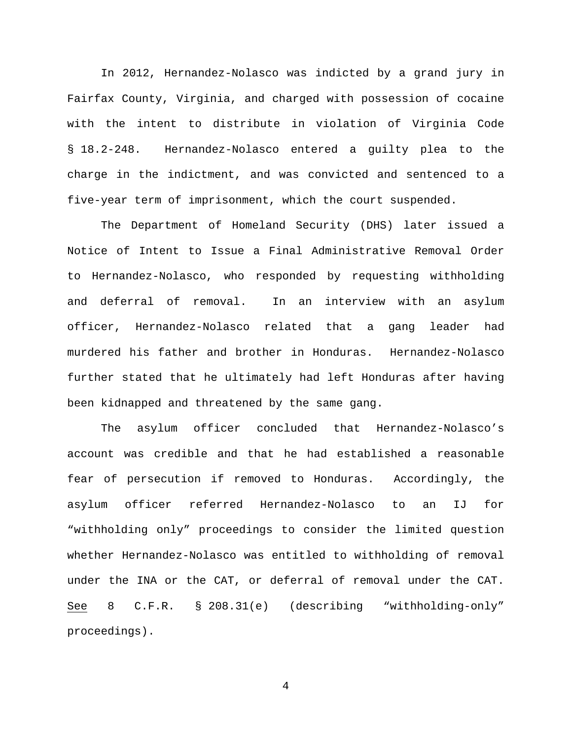In 2012, Hernandez-Nolasco was indicted by a grand jury in Fairfax County, Virginia, and charged with possession of cocaine with the intent to distribute in violation of Virginia Code § 18.2-248. Hernandez-Nolasco entered a guilty plea to the charge in the indictment, and was convicted and sentenced to a five-year term of imprisonment, which the court suspended.

The Department of Homeland Security (DHS) later issued a Notice of Intent to Issue a Final Administrative Removal Order to Hernandez-Nolasco, who responded by requesting withholding and deferral of removal. In an interview with an asylum officer, Hernandez-Nolasco related that a gang leader had murdered his father and brother in Honduras. Hernandez-Nolasco further stated that he ultimately had left Honduras after having been kidnapped and threatened by the same gang.

The asylum officer concluded that Hernandez-Nolasco's account was credible and that he had established a reasonable fear of persecution if removed to Honduras. Accordingly, the asylum officer referred Hernandez-Nolasco to an IJ for "withholding only" proceedings to consider the limited question whether Hernandez-Nolasco was entitled to withholding of removal under the INA or the CAT, or deferral of removal under the CAT. See 8 C.F.R. § 208.31(e) (describing "withholding-only" proceedings).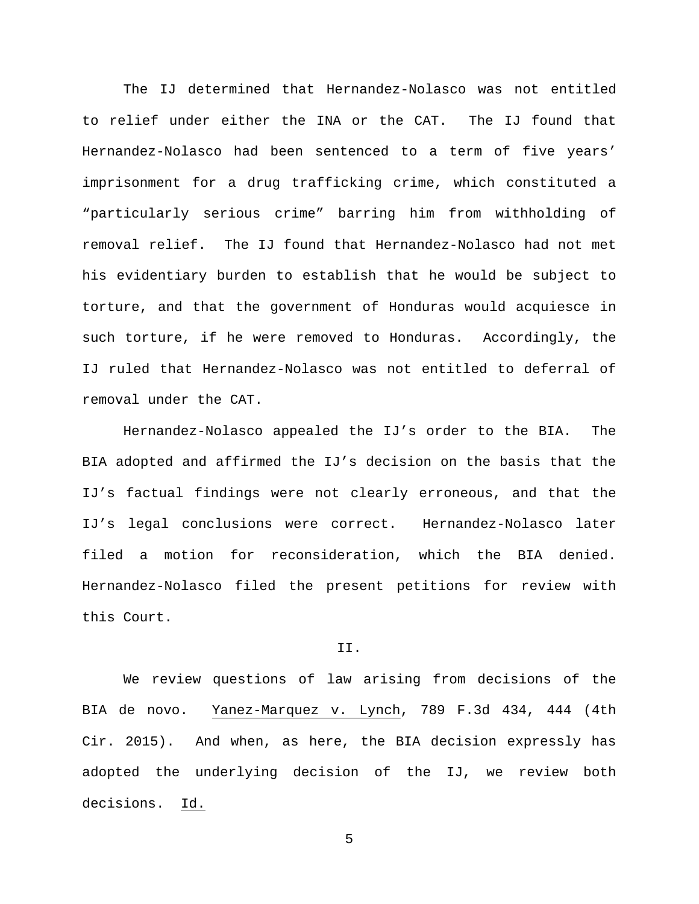The IJ determined that Hernandez-Nolasco was not entitled to relief under either the INA or the CAT. The IJ found that Hernandez-Nolasco had been sentenced to a term of five years' imprisonment for a drug trafficking crime, which constituted a "particularly serious crime" barring him from withholding of removal relief. The IJ found that Hernandez-Nolasco had not met his evidentiary burden to establish that he would be subject to torture, and that the government of Honduras would acquiesce in such torture, if he were removed to Honduras. Accordingly, the IJ ruled that Hernandez-Nolasco was not entitled to deferral of removal under the CAT.

Hernandez-Nolasco appealed the IJ's order to the BIA. The BIA adopted and affirmed the IJ's decision on the basis that the IJ's factual findings were not clearly erroneous, and that the IJ's legal conclusions were correct. Hernandez-Nolasco later filed a motion for reconsideration, which the BIA denied. Hernandez-Nolasco filed the present petitions for review with this Court.

## II.

We review questions of law arising from decisions of the BIA de novo. Yanez-Marquez v. Lynch, 789 F.3d 434, 444 (4th Cir. 2015). And when, as here, the BIA decision expressly has adopted the underlying decision of the IJ, we review both decisions. Id.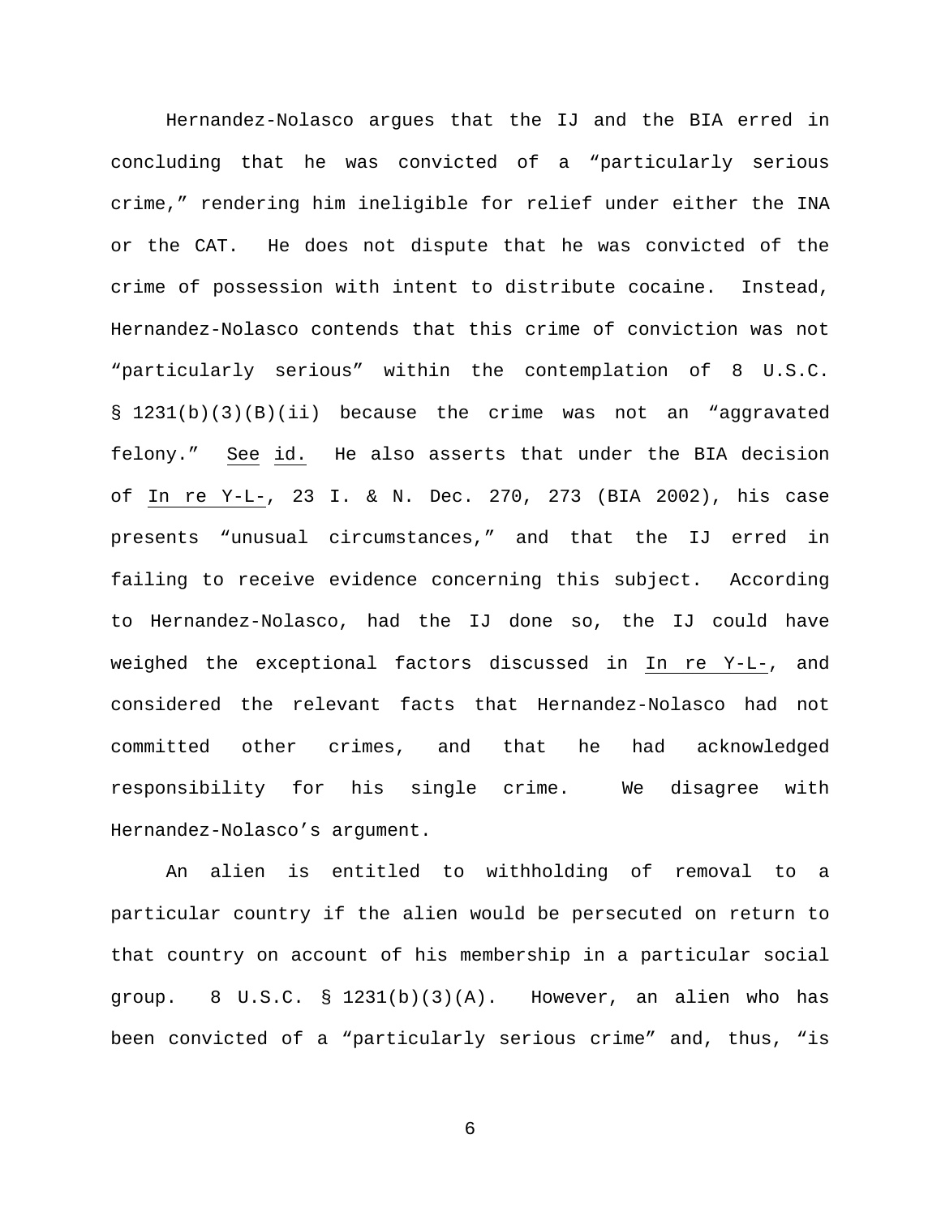Hernandez-Nolasco argues that the IJ and the BIA erred in concluding that he was convicted of a "particularly serious crime," rendering him ineligible for relief under either the INA or the CAT. He does not dispute that he was convicted of the crime of possession with intent to distribute cocaine. Instead, Hernandez-Nolasco contends that this crime of conviction was not "particularly serious" within the contemplation of 8 U.S.C. § 1231(b)(3)(B)(ii) because the crime was not an "aggravated felony." See id. He also asserts that under the BIA decision of In re Y-L-, 23 I. & N. Dec. 270, 273 (BIA 2002), his case presents "unusual circumstances," and that the IJ erred in failing to receive evidence concerning this subject. According to Hernandez-Nolasco, had the IJ done so, the IJ could have weighed the exceptional factors discussed in In re Y-L-, and considered the relevant facts that Hernandez-Nolasco had not committed other crimes, and that he had acknowledged responsibility for his single crime. We disagree with Hernandez-Nolasco's argument.

An alien is entitled to withholding of removal to a particular country if the alien would be persecuted on return to that country on account of his membership in a particular social group. 8 U.S.C. § 1231(b)(3)(A). However, an alien who has been convicted of a "particularly serious crime" and, thus, "is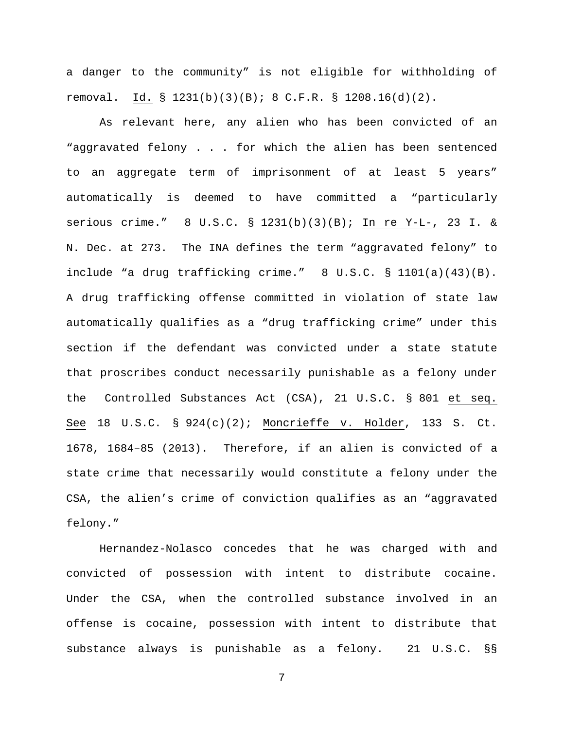a danger to the community" is not eligible for withholding of removal. Id. § 1231(b)(3)(B); 8 C.F.R. § 1208.16(d)(2).

As relevant here, any alien who has been convicted of an "aggravated felony . . . for which the alien has been sentenced to an aggregate term of imprisonment of at least 5 years" automatically is deemed to have committed a "particularly serious crime." 8 U.S.C. § 1231(b)(3)(B); In re Y-L-, 23 I. & N. Dec. at 273. The INA defines the term "aggravated felony" to include "a drug trafficking crime." 8 U.S.C. § 1101(a)(43)(B). A drug trafficking offense committed in violation of state law automatically qualifies as a "drug trafficking crime" under this section if the defendant was convicted under a state statute that proscribes conduct necessarily punishable as a felony under the Controlled Substances Act (CSA), 21 U.S.C. § 801 et seq. See 18 U.S.C. § 924(c)(2); Moncrieffe v. Holder, 133 S. Ct. 1678, 1684–85 (2013). Therefore, if an alien is convicted of a state crime that necessarily would constitute a felony under the CSA, the alien's crime of conviction qualifies as an "aggravated felony."

Hernandez-Nolasco concedes that he was charged with and convicted of possession with intent to distribute cocaine. Under the CSA, when the controlled substance involved in an offense is cocaine, possession with intent to distribute that substance always is punishable as a felony. 21 U.S.C. §§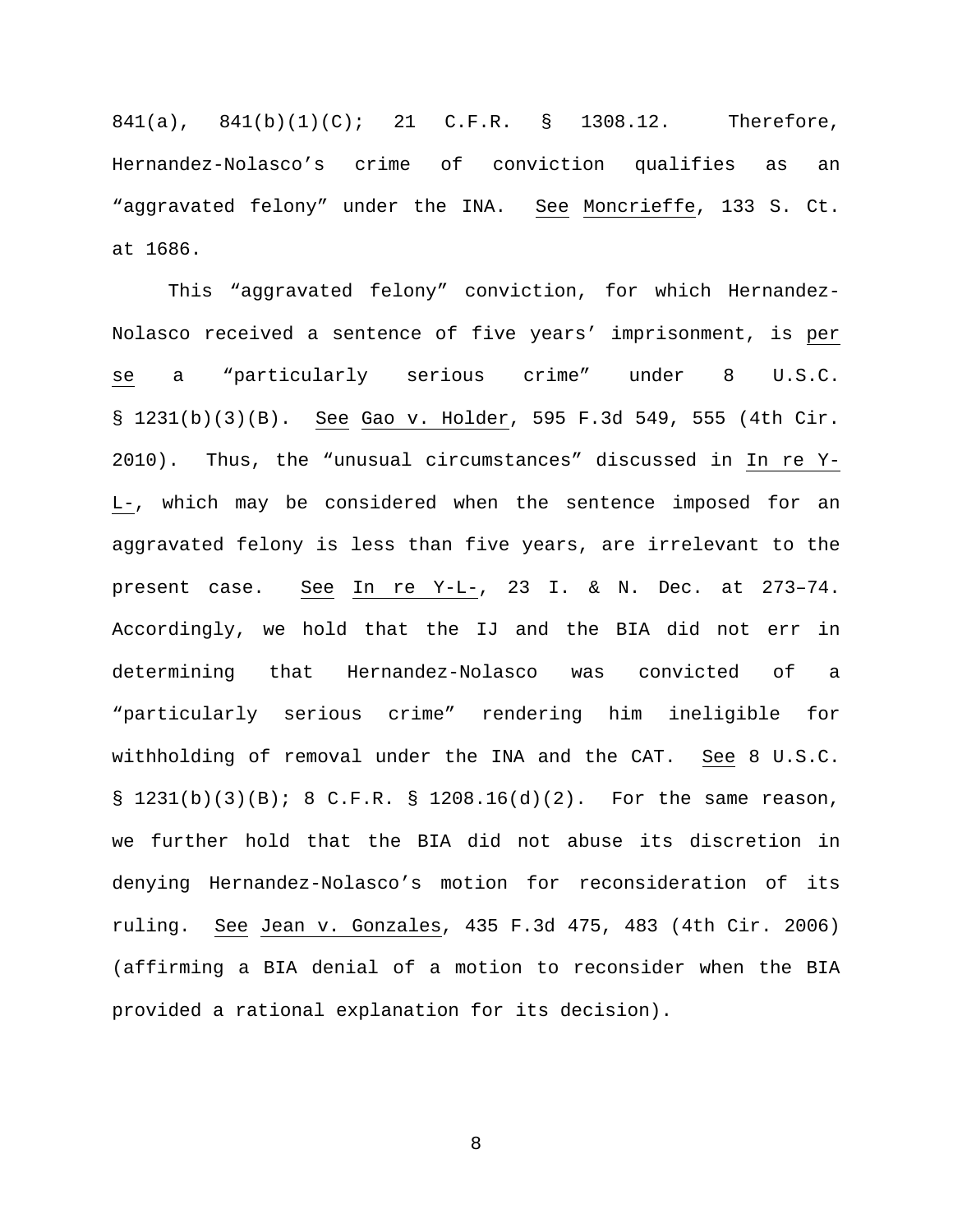841(a), 841(b)(1)(C); 21 C.F.R. § 1308.12. Therefore, Hernandez-Nolasco's crime of conviction qualifies as an "aggravated felony" under the INA. See Moncrieffe, 133 S. Ct. at 1686.

This "aggravated felony" conviction, for which Hernandez-Nolasco received a sentence of five years' imprisonment, is *per se* a "particularly serious crime" under 8 U.S.C. § 1231(b)(3)(B). See Gao v. Holder, 595 F.3d 549, 555 (4th Cir. 2010). Thus, the "unusual circumstances" discussed in In re Y-L-, which may be considered when the sentence imposed for an aggravated felony is less than five years, are irrelevant to the present case. See In re Y-L-, 23 I. & N. Dec. at 273–74. Accordingly, we hold that the IJ and the BIA did not err in determining that Hernandez-Nolasco was convicted of a "particularly serious crime" rendering him ineligible for withholding of removal under the INA and the CAT. See 8 U.S.C. § 1231(b)(3)(B); 8 C.F.R. § 1208.16(d)(2). For the same reason, we further hold that the BIA did not abuse its discretion in denying Hernandez-Nolasco's motion for reconsideration of its ruling. See Jean v. Gonzales, 435 F.3d 475, 483 (4th Cir. 2006) (affirming a BIA denial of a motion to reconsider when the BIA provided a rational explanation for its decision).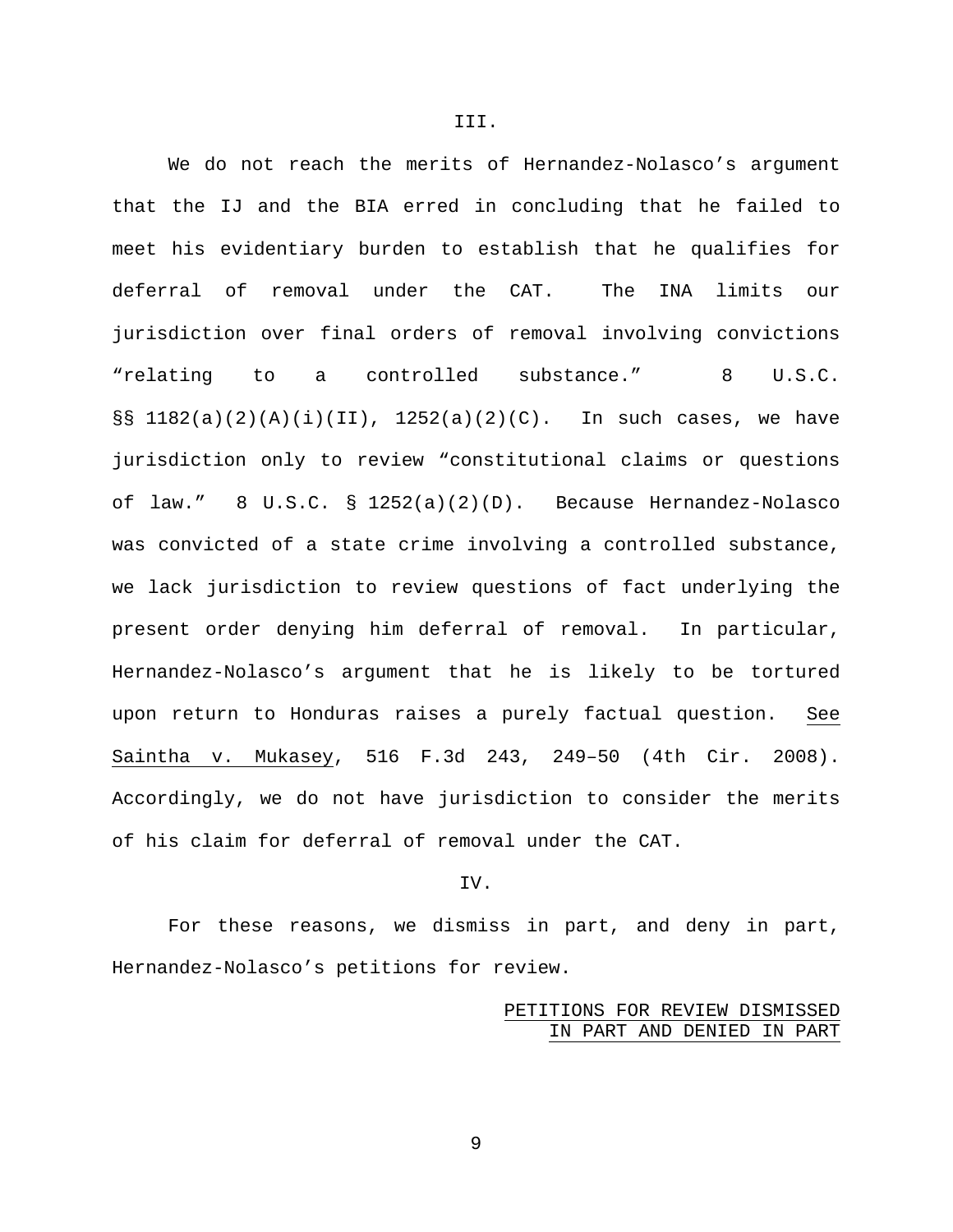III.

We do not reach the merits of Hernandez-Nolasco's argument that the IJ and the BIA erred in concluding that he failed to meet his evidentiary burden to establish that he qualifies for deferral of removal under the CAT. The INA limits our jurisdiction over final orders of removal involving convictions "relating to a controlled substance." 8 U.S.C. §§ 1182(a)(2)(A)(i)(II), 1252(a)(2)(C). In such cases, we have jurisdiction only to review "constitutional claims or questions of law." 8 U.S.C. § 1252(a)(2)(D). Because Hernandez-Nolasco was convicted of a state crime involving a controlled substance, we lack jurisdiction to review questions of fact underlying the present order denying him deferral of removal. In particular, Hernandez-Nolasco's argument that he is likely to be tortured upon return to Honduras raises a purely factual question. See Saintha v. Mukasey, 516 F.3d 243, 249–50 (4th Cir. 2008). Accordingly, we do not have jurisdiction to consider the merits of his claim for deferral of removal under the CAT.

IV.

For these reasons, we dismiss in part, and deny in part, Hernandez-Nolasco's petitions for review.

PETITIONS FOR REVIEW DISMISSED
IN PART AND DENIED IN PART